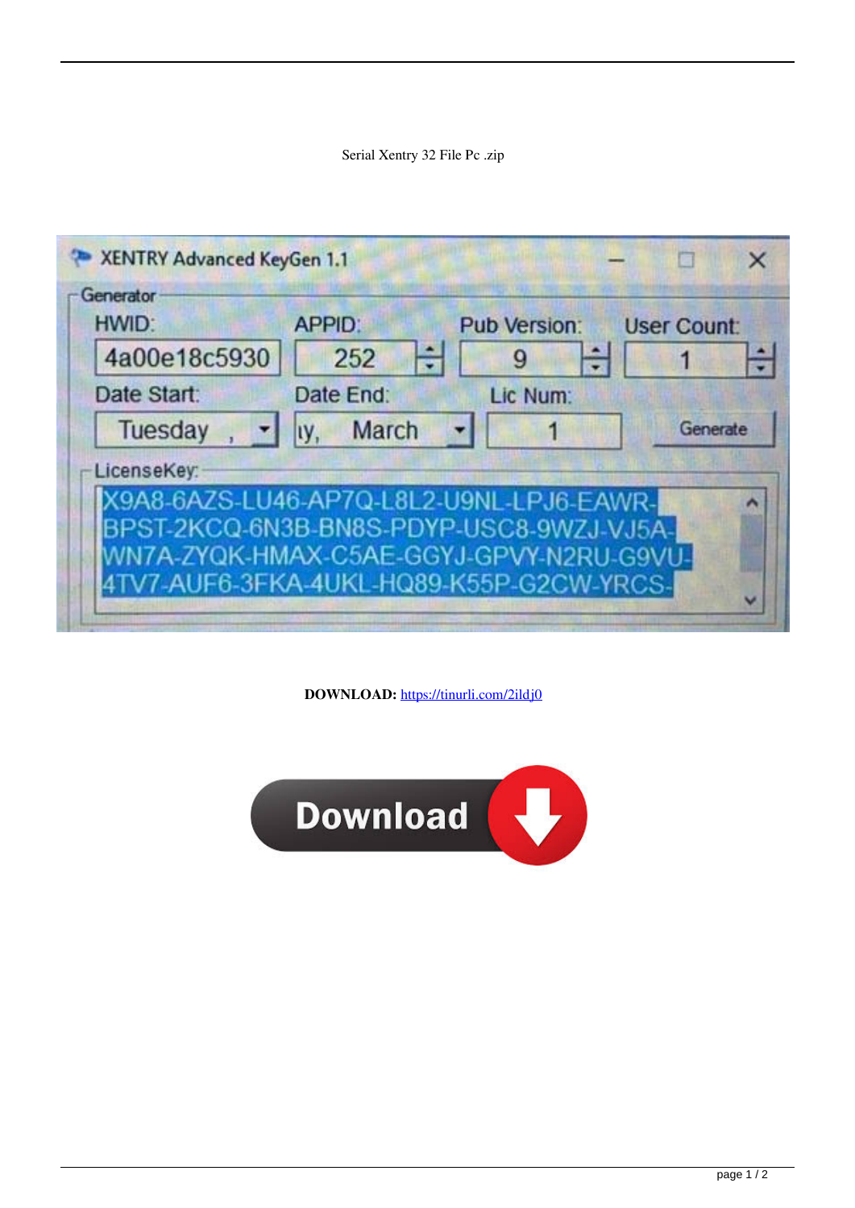Serial Xentry 32 File Pc .zip

XENTRY Advanced KeyGen 1.1

Generator

| HWID: | APPID: | Pub Version: | User Count: |
| --- | --- | --- | --- |
| 4a00e18c5930 | 252 | 9 | 1 |
| Date Start: | Date End: | Lic Num: | |
| Tuesday , | ly, March | 1 | Generate |

LicenseKey:

X9A8-6AZS-LU46-AP7Q-L8L2-U9NL-LPJ6-EAWR-BPST-2KCQ-6N3B-BN8S-PDYP-USC8-9WZJ-VJ5A-WN7A-ZYQK-HMAX-C5AE-GGYJ-GPVY-N2RU-G9VU-4TV7-AUF6-3FKA-4UKL-HQ89-K55P-G2CW-YRCS-

**DOWNLOAD:** https://tinurli.com/2ildj0

Download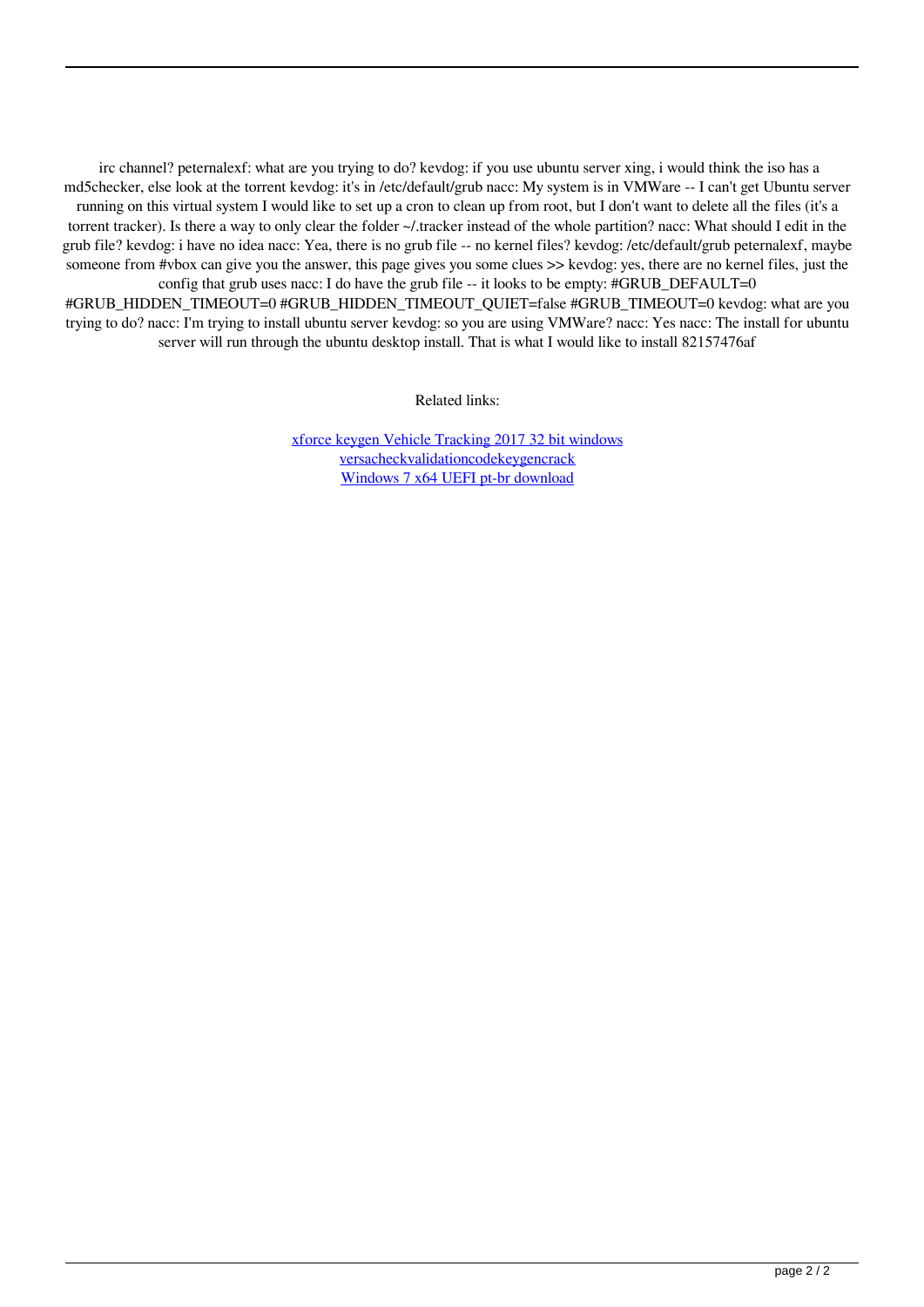irc channel? peternalexf: what are you trying to do? kevdog: if you use ubuntu server xing, i would think the iso has a md5checker, else look at the torrent kevdog: it's in /etc/default/grub nacc: My system is in VMWare -- I can't get Ubuntu server running on this virtual system I would like to set up a cron to clean up from root, but I don't want to delete all the files (it's a torrent tracker). Is there a way to only clear the folder ~/.tracker instead of the whole partition? nacc: What should I edit in the grub file? kevdog: i have no idea nacc: Yea, there is no grub file -- no kernel files? kevdog: /etc/default/grub peternalexf, maybe someone from #vbox can give you the answer, this page gives you some clues >> kevdog: yes, there are no kernel files, just the config that grub uses nacc: I do have the grub file -- it looks to be empty: #GRUB_DEFAULT=0 #GRUB_HIDDEN_TIMEOUT=0 #GRUB_HIDDEN_TIMEOUT_QUIET=false #GRUB_TIMEOUT=0 kevdog: what are you trying to do? nacc: I'm trying to install ubuntu server kevdog: so you are using VMWare? nacc: Yes nacc: The install for ubuntu server will run through the ubuntu desktop install. That is what I would like to install 82157476af

Related links:

[xforce keygen Vehicle Tracking 2017 32 bit windows]
[versacheckvalidationcodekeygencrack]
[Windows 7 x64 UEFI pt-br download]